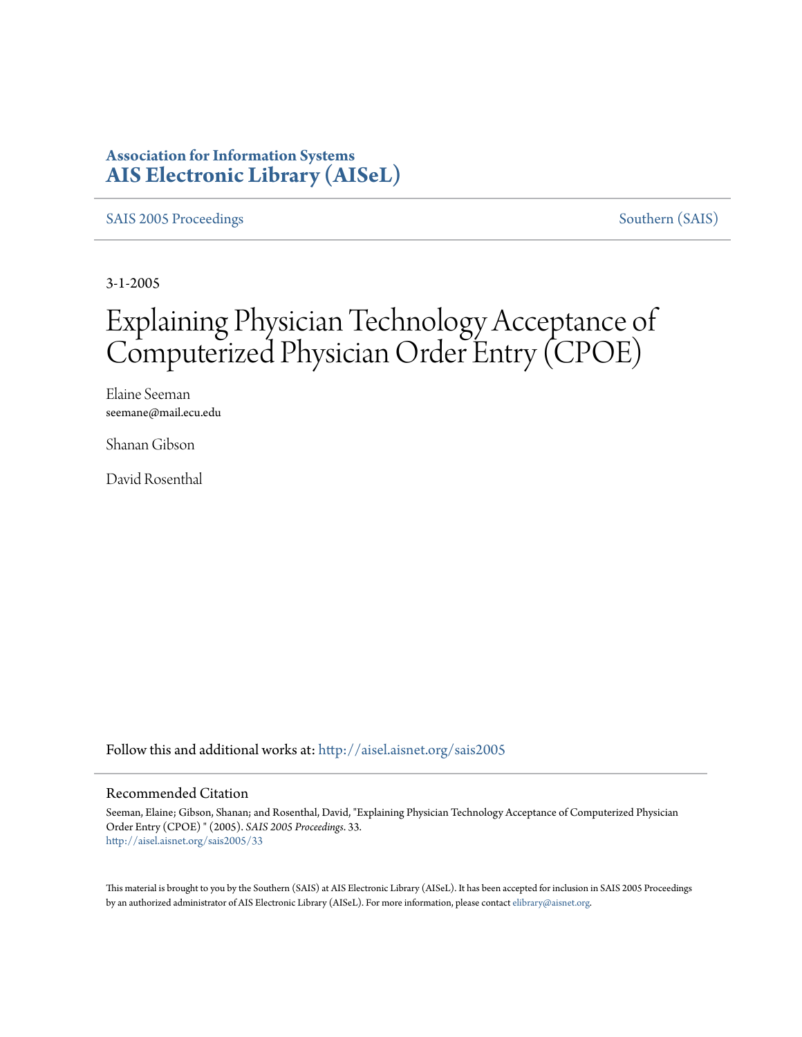**Association for Information Systems**
**AIS Electronic Library (AISeL)**

SAIS 2005 Proceedings | Southern (SAIS)

3-1-2005

# Explaining Physician Technology Acceptance of Computerized Physician Order Entry (CPOE)

Elaine Seeman
seemane@mail.ecu.edu

Shanan Gibson

David Rosenthal

Follow this and additional works at: http://aisel.aisnet.org/sais2005

## Recommended Citation

Seeman, Elaine; Gibson, Shanan; and Rosenthal, David, "Explaining Physician Technology Acceptance of Computerized Physician Order Entry (CPOE) " (2005). *SAIS 2005 Proceedings*. 33.
http://aisel.aisnet.org/sais2005/33

This material is brought to you by the Southern (SAIS) at AIS Electronic Library (AISeL). It has been accepted for inclusion in SAIS 2005 Proceedings by an authorized administrator of AIS Electronic Library (AISeL). For more information, please contact elibrary@aisnet.org.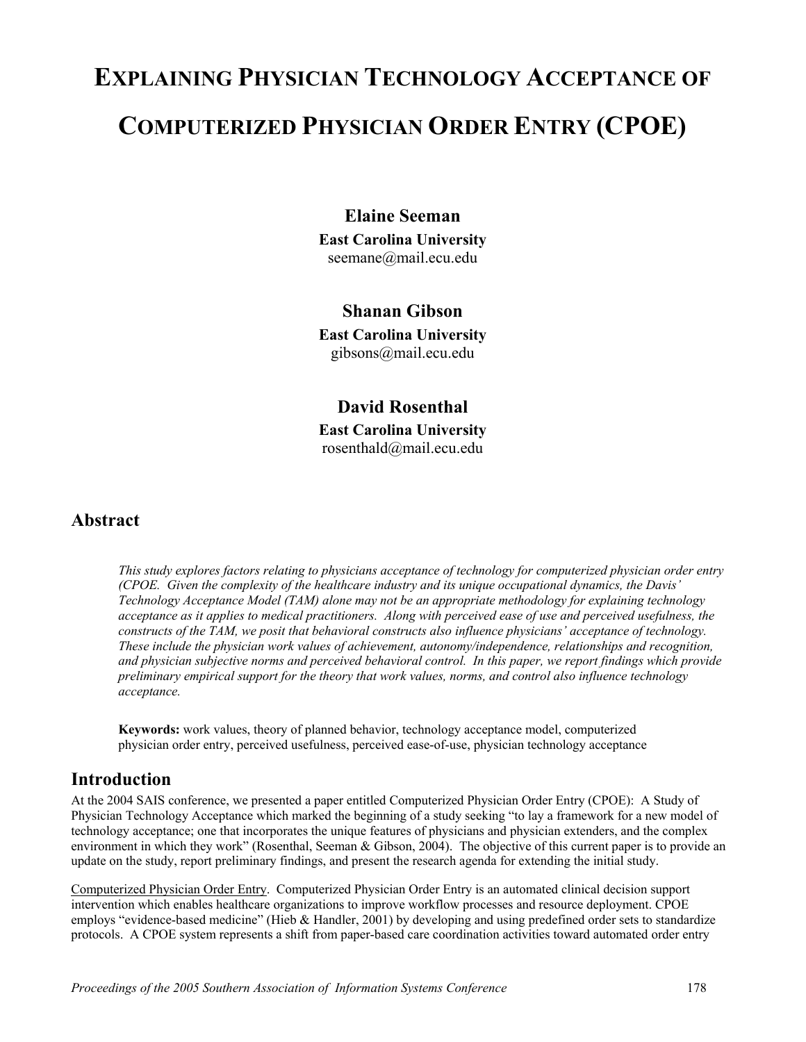# EXPLAINING PHYSICIAN TECHNOLOGY ACCEPTANCE OF COMPUTERIZED PHYSICIAN ORDER ENTRY (CPOE)

**Elaine Seeman**
**East Carolina University**
seemane@mail.ecu.edu

**Shanan Gibson**
**East Carolina University**
gibsons@mail.ecu.edu

**David Rosenthal**
**East Carolina University**
rosenthald@mail.ecu.edu

## Abstract

*This study explores factors relating to physicians acceptance of technology for computerized physician order entry (CPOE. Given the complexity of the healthcare industry and its unique occupational dynamics, the Davis' Technology Acceptance Model (TAM) alone may not be an appropriate methodology for explaining technology acceptance as it applies to medical practitioners. Along with perceived ease of use and perceived usefulness, the constructs of the TAM, we posit that behavioral constructs also influence physicians' acceptance of technology. These include the physician work values of achievement, autonomy/independence, relationships and recognition, and physician subjective norms and perceived behavioral control. In this paper, we report findings which provide preliminary empirical support for the theory that work values, norms, and control also influence technology acceptance.*

**Keywords:** work values, theory of planned behavior, technology acceptance model, computerized physician order entry, perceived usefulness, perceived ease-of-use, physician technology acceptance

## Introduction

At the 2004 SAIS conference, we presented a paper entitled Computerized Physician Order Entry (CPOE): A Study of Physician Technology Acceptance which marked the beginning of a study seeking "to lay a framework for a new model of technology acceptance; one that incorporates the unique features of physicians and physician extenders, and the complex environment in which they work" (Rosenthal, Seeman & Gibson, 2004). The objective of this current paper is to provide an update on the study, report preliminary findings, and present the research agenda for extending the initial study.

<u>Computerized Physician Order Entry</u>. Computerized Physician Order Entry is an automated clinical decision support intervention which enables healthcare organizations to improve workflow processes and resource deployment. CPOE employs "evidence-based medicine" (Hieb & Handler, 2001) by developing and using predefined order sets to standardize protocols. A CPOE system represents a shift from paper-based care coordination activities toward automated order entry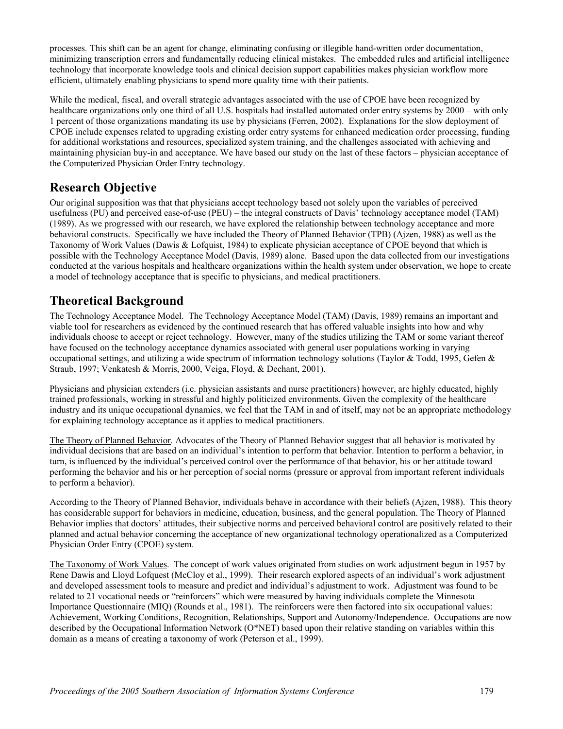processes. This shift can be an agent for change, eliminating confusing or illegible hand-written order documentation, minimizing transcription errors and fundamentally reducing clinical mistakes. The embedded rules and artificial intelligence technology that incorporate knowledge tools and clinical decision support capabilities makes physician workflow more efficient, ultimately enabling physicians to spend more quality time with their patients.

While the medical, fiscal, and overall strategic advantages associated with the use of CPOE have been recognized by healthcare organizations only one third of all U.S. hospitals had installed automated order entry systems by 2000 – with only 1 percent of those organizations mandating its use by physicians (Ferren, 2002). Explanations for the slow deployment of CPOE include expenses related to upgrading existing order entry systems for enhanced medication order processing, funding for additional workstations and resources, specialized system training, and the challenges associated with achieving and maintaining physician buy-in and acceptance. We have based our study on the last of these factors – physician acceptance of the Computerized Physician Order Entry technology.

## Research Objective

Our original supposition was that that physicians accept technology based not solely upon the variables of perceived usefulness (PU) and perceived ease-of-use (PEU) – the integral constructs of Davis' technology acceptance model (TAM) (1989). As we progressed with our research, we have explored the relationship between technology acceptance and more behavioral constructs. Specifically we have included the Theory of Planned Behavior (TPB) (Ajzen, 1988) as well as the Taxonomy of Work Values (Dawis & Lofquist, 1984) to explicate physician acceptance of CPOE beyond that which is possible with the Technology Acceptance Model (Davis, 1989) alone. Based upon the data collected from our investigations conducted at the various hospitals and healthcare organizations within the health system under observation, we hope to create a model of technology acceptance that is specific to physicians, and medical practitioners.

## Theoretical Background

The Technology Acceptance Model. The Technology Acceptance Model (TAM) (Davis, 1989) remains an important and viable tool for researchers as evidenced by the continued research that has offered valuable insights into how and why individuals choose to accept or reject technology. However, many of the studies utilizing the TAM or some variant thereof have focused on the technology acceptance dynamics associated with general user populations working in varying occupational settings, and utilizing a wide spectrum of information technology solutions (Taylor & Todd, 1995, Gefen & Straub, 1997; Venkatesh & Morris, 2000, Veiga, Floyd, & Dechant, 2001).

Physicians and physician extenders (i.e. physician assistants and nurse practitioners) however, are highly educated, highly trained professionals, working in stressful and highly politicized environments. Given the complexity of the healthcare industry and its unique occupational dynamics, we feel that the TAM in and of itself, may not be an appropriate methodology for explaining technology acceptance as it applies to medical practitioners.

The Theory of Planned Behavior. Advocates of the Theory of Planned Behavior suggest that all behavior is motivated by individual decisions that are based on an individual's intention to perform that behavior. Intention to perform a behavior, in turn, is influenced by the individual's perceived control over the performance of that behavior, his or her attitude toward performing the behavior and his or her perception of social norms (pressure or approval from important referent individuals to perform a behavior).

According to the Theory of Planned Behavior, individuals behave in accordance with their beliefs (Ajzen, 1988). This theory has considerable support for behaviors in medicine, education, business, and the general population. The Theory of Planned Behavior implies that doctors' attitudes, their subjective norms and perceived behavioral control are positively related to their planned and actual behavior concerning the acceptance of new organizational technology operationalized as a Computerized Physician Order Entry (CPOE) system.

The Taxonomy of Work Values. The concept of work values originated from studies on work adjustment begun in 1957 by Rene Dawis and Lloyd Lofquest (McCloy et al., 1999). Their research explored aspects of an individual's work adjustment and developed assessment tools to measure and predict and individual's adjustment to work. Adjustment was found to be related to 21 vocational needs or "reinforcers" which were measured by having individuals complete the Minnesota Importance Questionnaire (MIQ) (Rounds et al., 1981). The reinforcers were then factored into six occupational values: Achievement, Working Conditions, Recognition, Relationships, Support and Autonomy/Independence. Occupations are now described by the Occupational Information Network (O*NET) based upon their relative standing on variables within this domain as a means of creating a taxonomy of work (Peterson et al., 1999).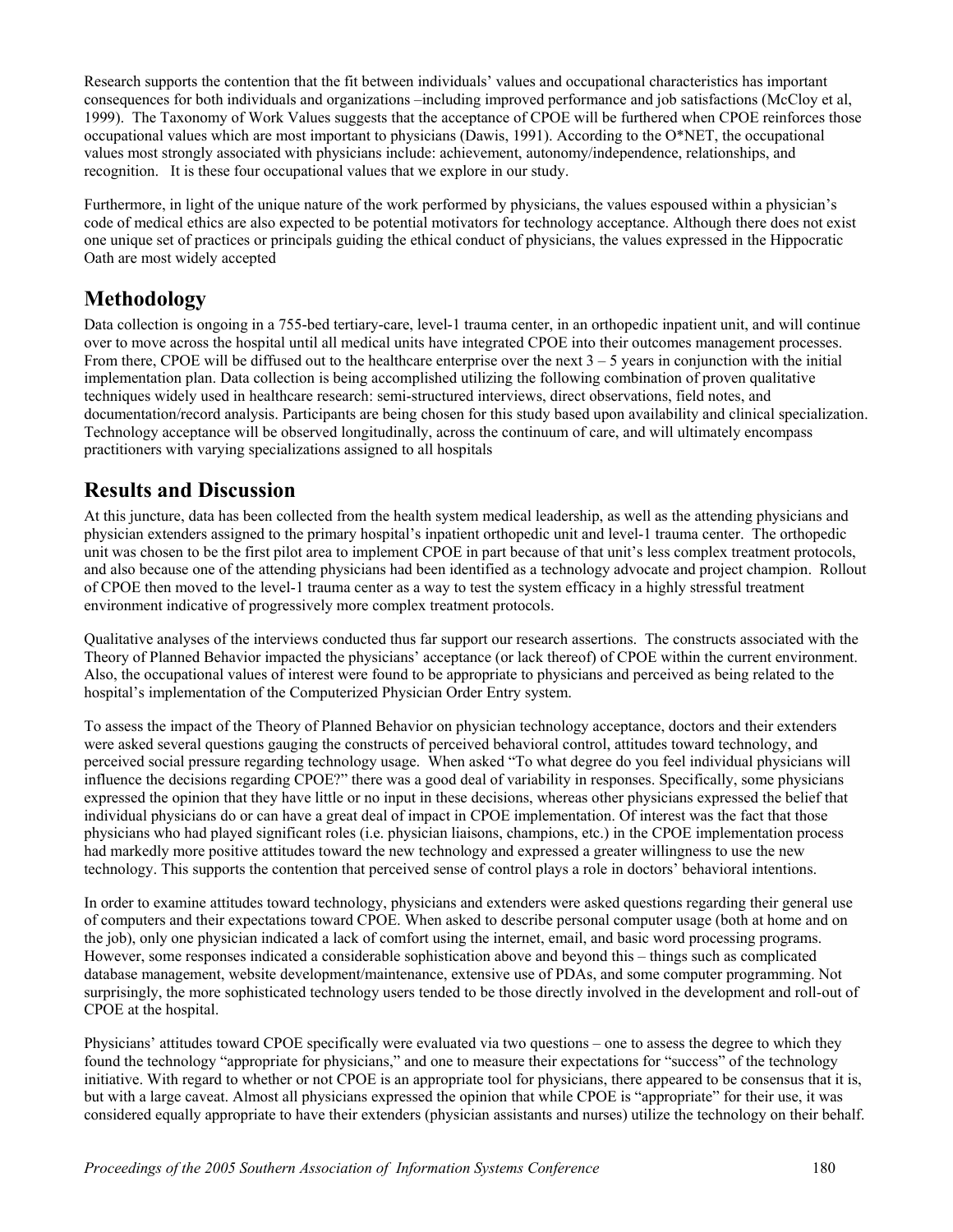Research supports the contention that the fit between individuals' values and occupational characteristics has important consequences for both individuals and organizations –including improved performance and job satisfactions (McCloy et al, 1999). The Taxonomy of Work Values suggests that the acceptance of CPOE will be furthered when CPOE reinforces those occupational values which are most important to physicians (Dawis, 1991). According to the O*NET, the occupational values most strongly associated with physicians include: achievement, autonomy/independence, relationships, and recognition. It is these four occupational values that we explore in our study.

Furthermore, in light of the unique nature of the work performed by physicians, the values espoused within a physician's code of medical ethics are also expected to be potential motivators for technology acceptance. Although there does not exist one unique set of practices or principals guiding the ethical conduct of physicians, the values expressed in the Hippocratic Oath are most widely accepted

## Methodology

Data collection is ongoing in a 755-bed tertiary-care, level-1 trauma center, in an orthopedic inpatient unit, and will continue over to move across the hospital until all medical units have integrated CPOE into their outcomes management processes. From there, CPOE will be diffused out to the healthcare enterprise over the next 3 – 5 years in conjunction with the initial implementation plan. Data collection is being accomplished utilizing the following combination of proven qualitative techniques widely used in healthcare research: semi-structured interviews, direct observations, field notes, and documentation/record analysis. Participants are being chosen for this study based upon availability and clinical specialization. Technology acceptance will be observed longitudinally, across the continuum of care, and will ultimately encompass practitioners with varying specializations assigned to all hospitals

## Results and Discussion

At this juncture, data has been collected from the health system medical leadership, as well as the attending physicians and physician extenders assigned to the primary hospital's inpatient orthopedic unit and level-1 trauma center. The orthopedic unit was chosen to be the first pilot area to implement CPOE in part because of that unit's less complex treatment protocols, and also because one of the attending physicians had been identified as a technology advocate and project champion. Rollout of CPOE then moved to the level-1 trauma center as a way to test the system efficacy in a highly stressful treatment environment indicative of progressively more complex treatment protocols.

Qualitative analyses of the interviews conducted thus far support our research assertions. The constructs associated with the Theory of Planned Behavior impacted the physicians' acceptance (or lack thereof) of CPOE within the current environment. Also, the occupational values of interest were found to be appropriate to physicians and perceived as being related to the hospital's implementation of the Computerized Physician Order Entry system.

To assess the impact of the Theory of Planned Behavior on physician technology acceptance, doctors and their extenders were asked several questions gauging the constructs of perceived behavioral control, attitudes toward technology, and perceived social pressure regarding technology usage. When asked "To what degree do you feel individual physicians will influence the decisions regarding CPOE?" there was a good deal of variability in responses. Specifically, some physicians expressed the opinion that they have little or no input in these decisions, whereas other physicians expressed the belief that individual physicians do or can have a great deal of impact in CPOE implementation. Of interest was the fact that those physicians who had played significant roles (i.e. physician liaisons, champions, etc.) in the CPOE implementation process had markedly more positive attitudes toward the new technology and expressed a greater willingness to use the new technology. This supports the contention that perceived sense of control plays a role in doctors' behavioral intentions.

In order to examine attitudes toward technology, physicians and extenders were asked questions regarding their general use of computers and their expectations toward CPOE. When asked to describe personal computer usage (both at home and on the job), only one physician indicated a lack of comfort using the internet, email, and basic word processing programs. However, some responses indicated a considerable sophistication above and beyond this – things such as complicated database management, website development/maintenance, extensive use of PDAs, and some computer programming. Not surprisingly, the more sophisticated technology users tended to be those directly involved in the development and roll-out of CPOE at the hospital.

Physicians' attitudes toward CPOE specifically were evaluated via two questions – one to assess the degree to which they found the technology "appropriate for physicians," and one to measure their expectations for "success" of the technology initiative. With regard to whether or not CPOE is an appropriate tool for physicians, there appeared to be consensus that it is, but with a large caveat. Almost all physicians expressed the opinion that while CPOE is "appropriate" for their use, it was considered equally appropriate to have their extenders (physician assistants and nurses) utilize the technology on their behalf.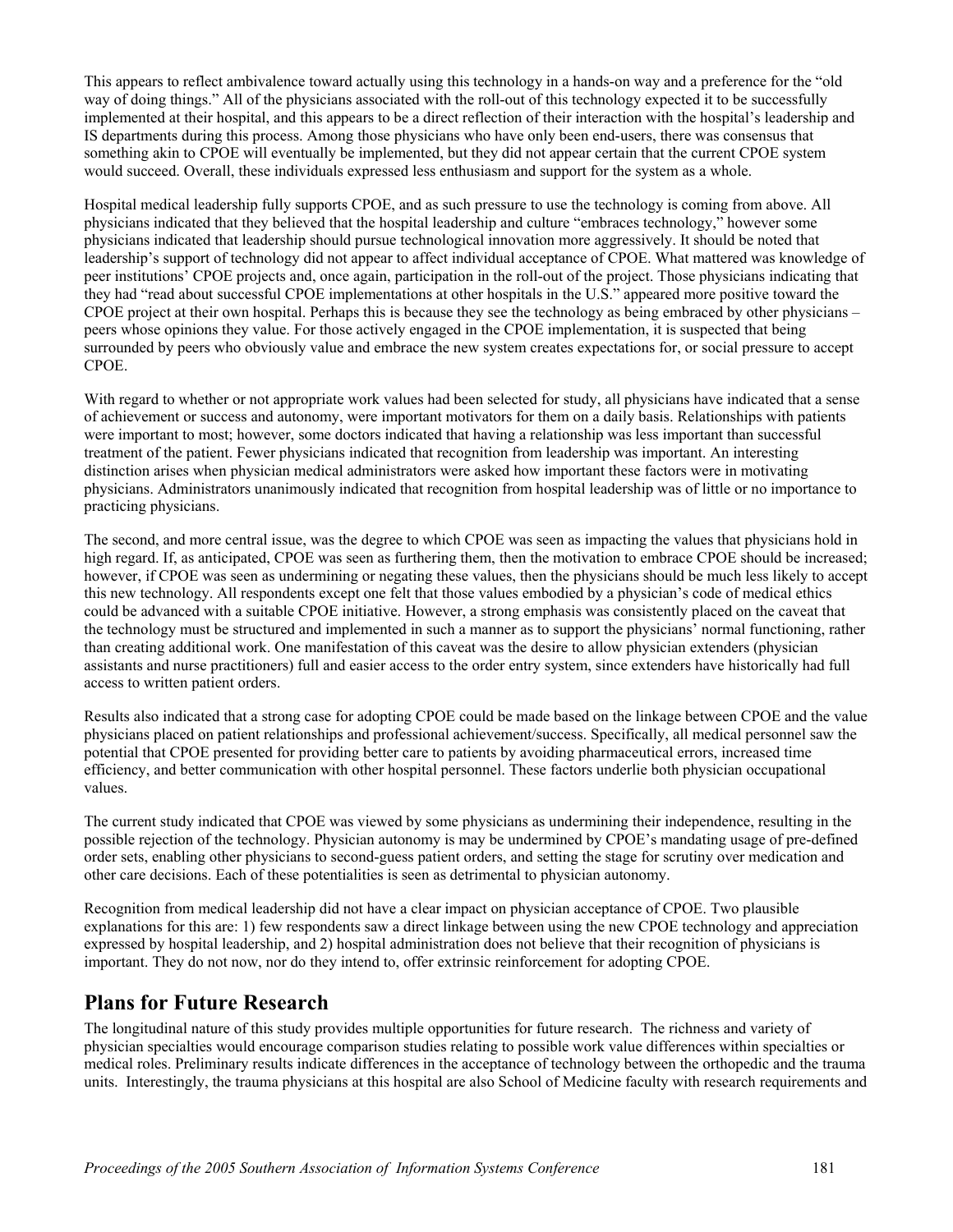This appears to reflect ambivalence toward actually using this technology in a hands-on way and a preference for the "old way of doing things." All of the physicians associated with the roll-out of this technology expected it to be successfully implemented at their hospital, and this appears to be a direct reflection of their interaction with the hospital's leadership and IS departments during this process. Among those physicians who have only been end-users, there was consensus that something akin to CPOE will eventually be implemented, but they did not appear certain that the current CPOE system would succeed. Overall, these individuals expressed less enthusiasm and support for the system as a whole.

Hospital medical leadership fully supports CPOE, and as such pressure to use the technology is coming from above. All physicians indicated that they believed that the hospital leadership and culture "embraces technology," however some physicians indicated that leadership should pursue technological innovation more aggressively. It should be noted that leadership's support of technology did not appear to affect individual acceptance of CPOE. What mattered was knowledge of peer institutions' CPOE projects and, once again, participation in the roll-out of the project. Those physicians indicating that they had "read about successful CPOE implementations at other hospitals in the U.S." appeared more positive toward the CPOE project at their own hospital. Perhaps this is because they see the technology as being embraced by other physicians – peers whose opinions they value. For those actively engaged in the CPOE implementation, it is suspected that being surrounded by peers who obviously value and embrace the new system creates expectations for, or social pressure to accept CPOE.

With regard to whether or not appropriate work values had been selected for study, all physicians have indicated that a sense of achievement or success and autonomy, were important motivators for them on a daily basis. Relationships with patients were important to most; however, some doctors indicated that having a relationship was less important than successful treatment of the patient. Fewer physicians indicated that recognition from leadership was important. An interesting distinction arises when physician medical administrators were asked how important these factors were in motivating physicians. Administrators unanimously indicated that recognition from hospital leadership was of little or no importance to practicing physicians.

The second, and more central issue, was the degree to which CPOE was seen as impacting the values that physicians hold in high regard. If, as anticipated, CPOE was seen as furthering them, then the motivation to embrace CPOE should be increased; however, if CPOE was seen as undermining or negating these values, then the physicians should be much less likely to accept this new technology. All respondents except one felt that those values embodied by a physician's code of medical ethics could be advanced with a suitable CPOE initiative. However, a strong emphasis was consistently placed on the caveat that the technology must be structured and implemented in such a manner as to support the physicians' normal functioning, rather than creating additional work. One manifestation of this caveat was the desire to allow physician extenders (physician assistants and nurse practitioners) full and easier access to the order entry system, since extenders have historically had full access to written patient orders.

Results also indicated that a strong case for adopting CPOE could be made based on the linkage between CPOE and the value physicians placed on patient relationships and professional achievement/success. Specifically, all medical personnel saw the potential that CPOE presented for providing better care to patients by avoiding pharmaceutical errors, increased time efficiency, and better communication with other hospital personnel. These factors underlie both physician occupational values.

The current study indicated that CPOE was viewed by some physicians as undermining their independence, resulting in the possible rejection of the technology. Physician autonomy is may be undermined by CPOE's mandating usage of pre-defined order sets, enabling other physicians to second-guess patient orders, and setting the stage for scrutiny over medication and other care decisions. Each of these potentialities is seen as detrimental to physician autonomy.

Recognition from medical leadership did not have a clear impact on physician acceptance of CPOE. Two plausible explanations for this are: 1) few respondents saw a direct linkage between using the new CPOE technology and appreciation expressed by hospital leadership, and 2) hospital administration does not believe that their recognition of physicians is important. They do not now, nor do they intend to, offer extrinsic reinforcement for adopting CPOE.

## Plans for Future Research

The longitudinal nature of this study provides multiple opportunities for future research. The richness and variety of physician specialties would encourage comparison studies relating to possible work value differences within specialties or medical roles. Preliminary results indicate differences in the acceptance of technology between the orthopedic and the trauma units. Interestingly, the trauma physicians at this hospital are also School of Medicine faculty with research requirements and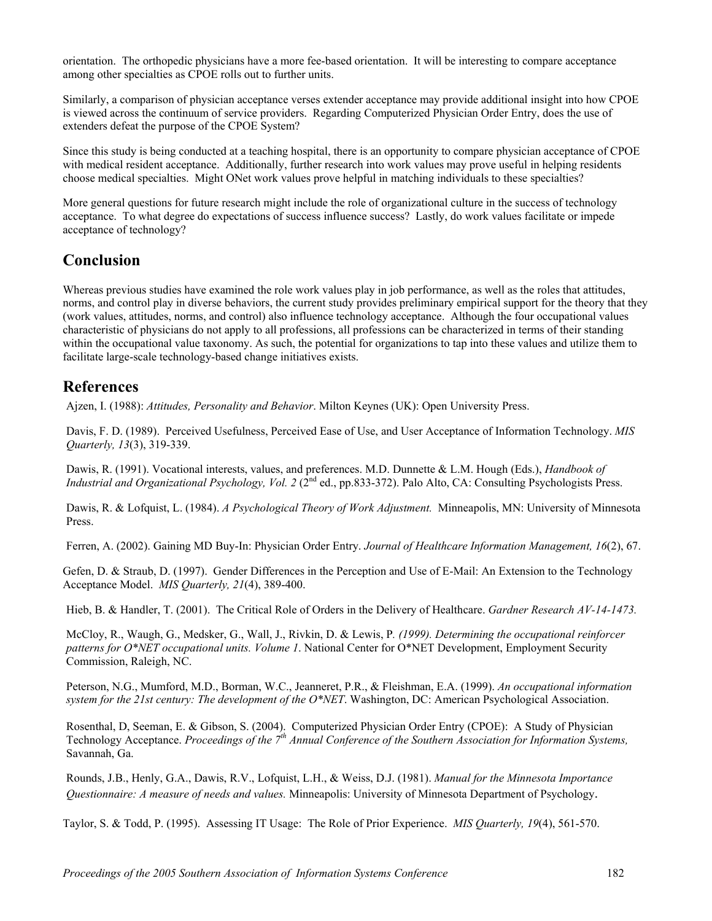orientation. The orthopedic physicians have a more fee-based orientation. It will be interesting to compare acceptance among other specialties as CPOE rolls out to further units.

Similarly, a comparison of physician acceptance verses extender acceptance may provide additional insight into how CPOE is viewed across the continuum of service providers. Regarding Computerized Physician Order Entry, does the use of extenders defeat the purpose of the CPOE System?

Since this study is being conducted at a teaching hospital, there is an opportunity to compare physician acceptance of CPOE with medical resident acceptance. Additionally, further research into work values may prove useful in helping residents choose medical specialties. Might ONet work values prove helpful in matching individuals to these specialties?

More general questions for future research might include the role of organizational culture in the success of technology acceptance. To what degree do expectations of success influence success? Lastly, do work values facilitate or impede acceptance of technology?

## Conclusion

Whereas previous studies have examined the role work values play in job performance, as well as the roles that attitudes, norms, and control play in diverse behaviors, the current study provides preliminary empirical support for the theory that they (work values, attitudes, norms, and control) also influence technology acceptance. Although the four occupational values characteristic of physicians do not apply to all professions, all professions can be characterized in terms of their standing within the occupational value taxonomy. As such, the potential for organizations to tap into these values and utilize them to facilitate large-scale technology-based change initiatives exists.

## References

Ajzen, I. (1988): *Attitudes, Personality and Behavior*. Milton Keynes (UK): Open University Press.

Davis, F. D. (1989). Perceived Usefulness, Perceived Ease of Use, and User Acceptance of Information Technology. *MIS Quarterly, 13*(3), 319-339.

Dawis, R. (1991). Vocational interests, values, and preferences. M.D. Dunnette & L.M. Hough (Eds.), *Handbook of Industrial and Organizational Psychology, Vol. 2* (2nd ed., pp.833-372). Palo Alto, CA: Consulting Psychologists Press.

Dawis, R. & Lofquist, L. (1984). *A Psychological Theory of Work Adjustment.* Minneapolis, MN: University of Minnesota Press.

Ferren, A. (2002). Gaining MD Buy-In: Physician Order Entry. *Journal of Healthcare Information Management, 16*(2), 67.

Gefen, D. & Straub, D. (1997). Gender Differences in the Perception and Use of E-Mail: An Extension to the Technology Acceptance Model. *MIS Quarterly, 21*(4), 389-400.

Hieb, B. & Handler, T. (2001). The Critical Role of Orders in the Delivery of Healthcare. *Gardner Research AV-14-1473.*

McCloy, R., Waugh, G., Medsker, G., Wall, J., Rivkin, D. & Lewis, P. *(1999). Determining the occupational reinforcer patterns for O\*NET occupational units. Volume 1*. National Center for O\*NET Development, Employment Security Commission, Raleigh, NC.

Peterson, N.G., Mumford, M.D., Borman, W.C., Jeanneret, P.R., & Fleishman, E.A. (1999). *An occupational information system for the 21st century: The development of the O\*NET*. Washington, DC: American Psychological Association.

Rosenthal, D, Seeman, E. & Gibson, S. (2004). Computerized Physician Order Entry (CPOE): A Study of Physician Technology Acceptance. *Proceedings of the 7th Annual Conference of the Southern Association for Information Systems,* Savannah, Ga.

Rounds, J.B., Henly, G.A., Dawis, R.V., Lofquist, L.H., & Weiss, D.J. (1981). *Manual for the Minnesota Importance Questionnaire: A measure of needs and values.* Minneapolis: University of Minnesota Department of Psychology.

Taylor, S. & Todd, P. (1995). Assessing IT Usage: The Role of Prior Experience. *MIS Quarterly, 19*(4), 561-570.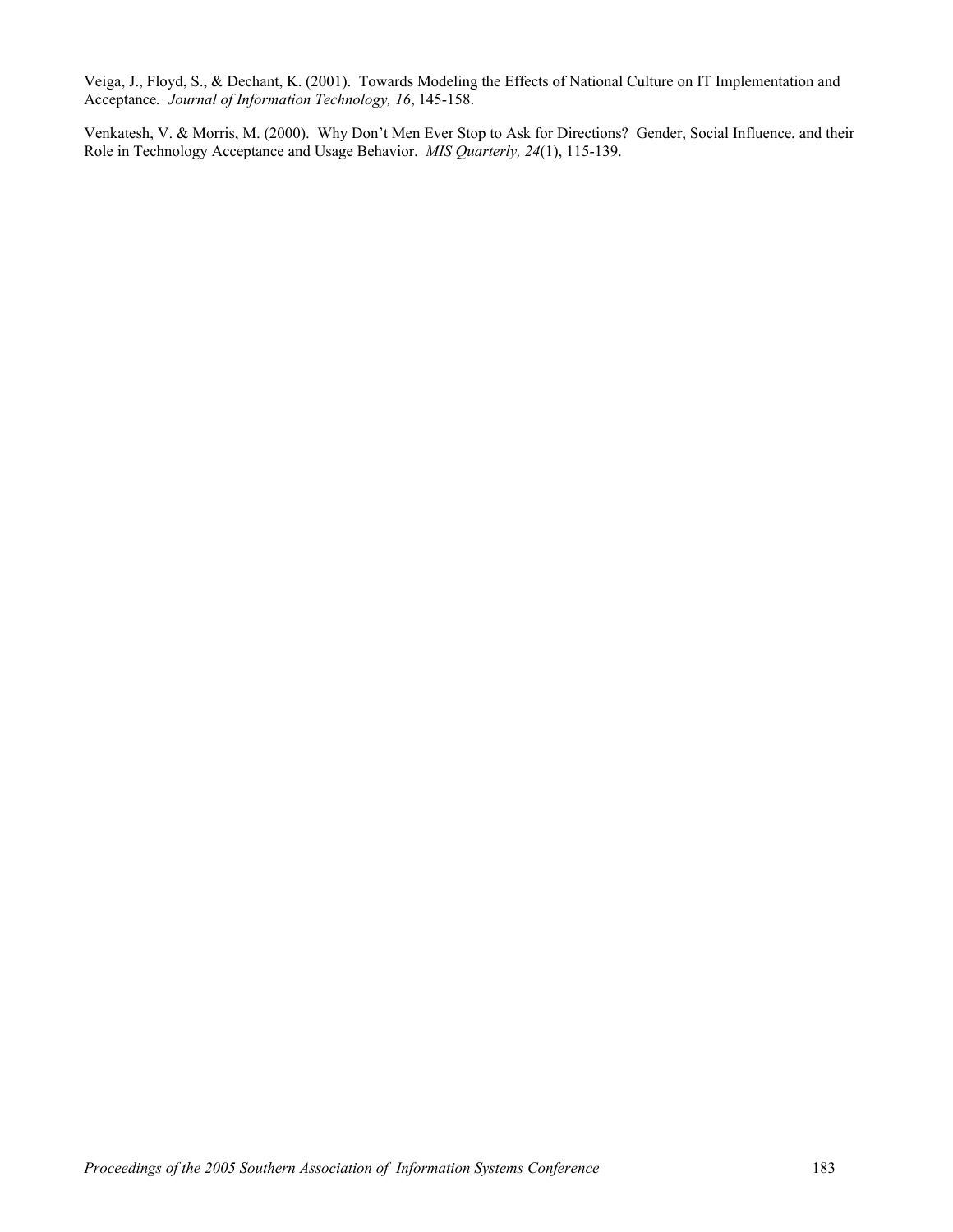Veiga, J., Floyd, S., & Dechant, K. (2001). Towards Modeling the Effects of National Culture on IT Implementation and Acceptance. *Journal of Information Technology, 16*, 145-158.

Venkatesh, V. & Morris, M. (2000). Why Don't Men Ever Stop to Ask for Directions? Gender, Social Influence, and their Role in Technology Acceptance and Usage Behavior. *MIS Quarterly, 24*(1), 115-139.